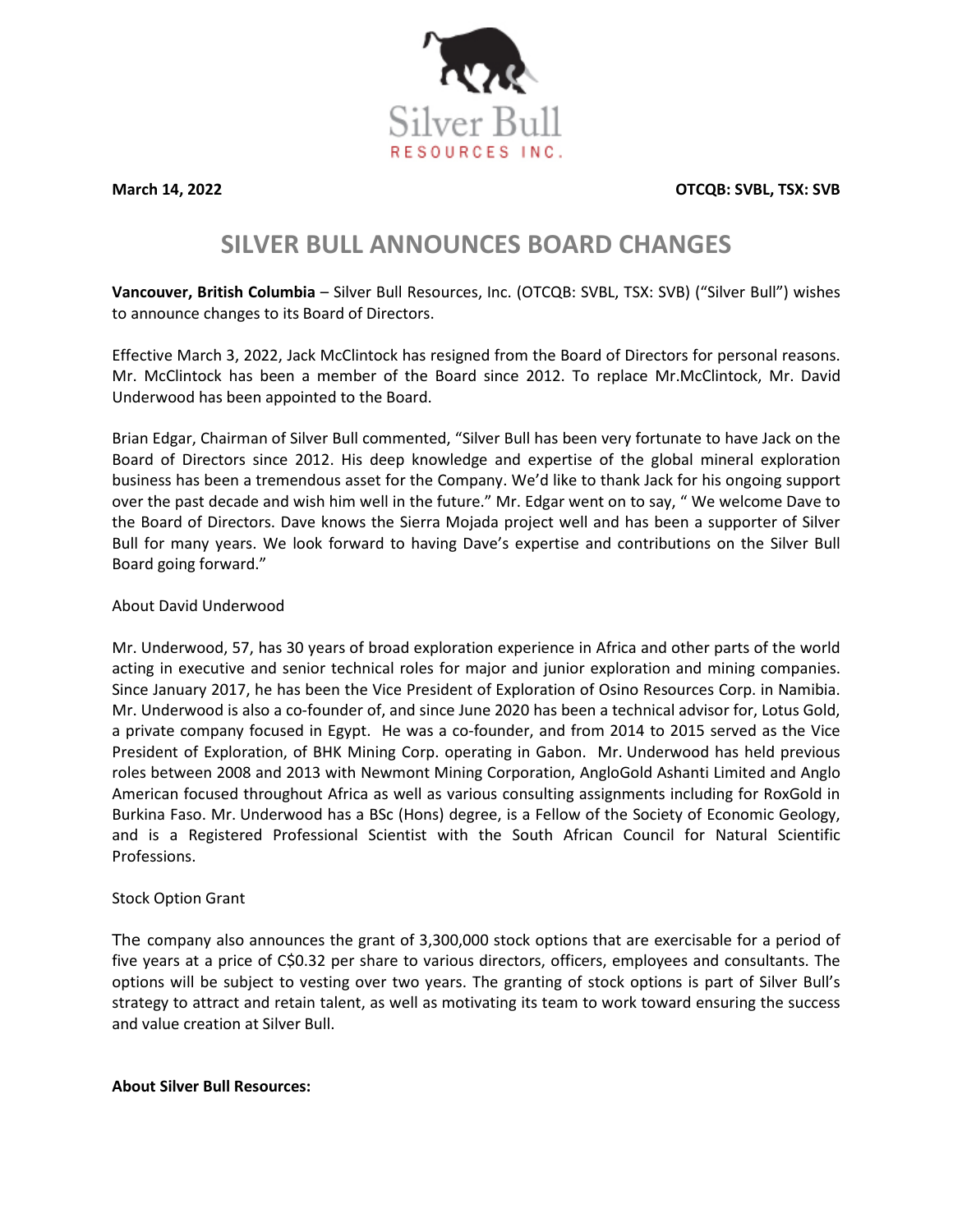Silver Bull
RESOURCES INC.

**March 14, 2022** **OTCQB: SVBL, TSX: SVB**

# SILVER BULL ANNOUNCES BOARD CHANGES

**Vancouver, British Columbia** – Silver Bull Resources, Inc. (OTCQB: SVBL, TSX: SVB) ("Silver Bull") wishes to announce changes to its Board of Directors.

Effective March 3, 2022, Jack McClintock has resigned from the Board of Directors for personal reasons. Mr. McClintock has been a member of the Board since 2012. To replace Mr.McClintock, Mr. David Underwood has been appointed to the Board.

Brian Edgar, Chairman of Silver Bull commented, "Silver Bull has been very fortunate to have Jack on the Board of Directors since 2012. His deep knowledge and expertise of the global mineral exploration business has been a tremendous asset for the Company. We'd like to thank Jack for his ongoing support over the past decade and wish him well in the future." Mr. Edgar went on to say, " We welcome Dave to the Board of Directors. Dave knows the Sierra Mojada project well and has been a supporter of Silver Bull for many years. We look forward to having Dave's expertise and contributions on the Silver Bull Board going forward."

About David Underwood

Mr. Underwood, 57, has 30 years of broad exploration experience in Africa and other parts of the world acting in executive and senior technical roles for major and junior exploration and mining companies. Since January 2017, he has been the Vice President of Exploration of Osino Resources Corp. in Namibia. Mr. Underwood is also a co-founder of, and since June 2020 has been a technical advisor for, Lotus Gold, a private company focused in Egypt. He was a co-founder, and from 2014 to 2015 served as the Vice President of Exploration, of BHK Mining Corp. operating in Gabon. Mr. Underwood has held previous roles between 2008 and 2013 with Newmont Mining Corporation, AngloGold Ashanti Limited and Anglo American focused throughout Africa as well as various consulting assignments including for RoxGold in Burkina Faso. Mr. Underwood has a BSc (Hons) degree, is a Fellow of the Society of Economic Geology, and is a Registered Professional Scientist with the South African Council for Natural Scientific Professions.

Stock Option Grant

The company also announces the grant of 3,300,000 stock options that are exercisable for a period of five years at a price of C$0.32 per share to various directors, officers, employees and consultants. The options will be subject to vesting over two years. The granting of stock options is part of Silver Bull's strategy to attract and retain talent, as well as motivating its team to work toward ensuring the success and value creation at Silver Bull.

**About Silver Bull Resources:**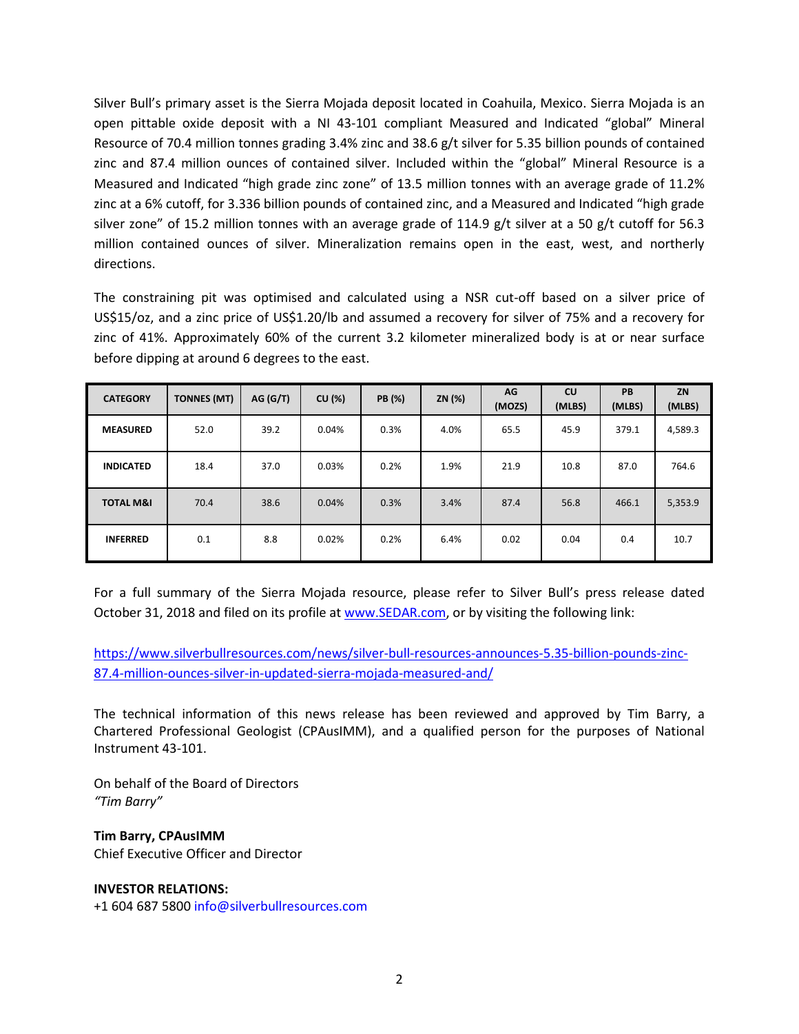Silver Bull's primary asset is the Sierra Mojada deposit located in Coahuila, Mexico. Sierra Mojada is an open pittable oxide deposit with a NI 43-101 compliant Measured and Indicated "global" Mineral Resource of 70.4 million tonnes grading 3.4% zinc and 38.6 g/t silver for 5.35 billion pounds of contained zinc and 87.4 million ounces of contained silver. Included within the "global" Mineral Resource is a Measured and Indicated "high grade zinc zone" of 13.5 million tonnes with an average grade of 11.2% zinc at a 6% cutoff, for 3.336 billion pounds of contained zinc, and a Measured and Indicated "high grade silver zone" of 15.2 million tonnes with an average grade of 114.9 g/t silver at a 50 g/t cutoff for 56.3 million contained ounces of silver. Mineralization remains open in the east, west, and northerly directions.

The constraining pit was optimised and calculated using a NSR cut-off based on a silver price of US$15/oz, and a zinc price of US$1.20/lb and assumed a recovery for silver of 75% and a recovery for zinc of 41%. Approximately 60% of the current 3.2 kilometer mineralized body is at or near surface before dipping at around 6 degrees to the east.

| CATEGORY | TONNES (MT) | AG (G/T) | CU (%) | PB (%) | ZN (%) | AG (MOZS) | CU (MLBS) | PB (MLBS) | ZN (MLBS) |
|---|---|---|---|---|---|---|---|---|---|
| **MEASURED** | 52.0 | 39.2 | 0.04% | 0.3% | 4.0% | 65.5 | 45.9 | 379.1 | 4,589.3 |
| **INDICATED** | 18.4 | 37.0 | 0.03% | 0.2% | 1.9% | 21.9 | 10.8 | 87.0 | 764.6 |
| **TOTAL M&I** | 70.4 | 38.6 | 0.04% | 0.3% | 3.4% | 87.4 | 56.8 | 466.1 | 5,353.9 |
| **INFERRED** | 0.1 | 8.8 | 0.02% | 0.2% | 6.4% | 0.02 | 0.04 | 0.4 | 10.7 |

For a full summary of the Sierra Mojada resource, please refer to Silver Bull's press release dated October 31, 2018 and filed on its profile at www.SEDAR.com, or by visiting the following link:

https://www.silverbullresources.com/news/silver-bull-resources-announces-5.35-billion-pounds-zinc-87.4-million-ounces-silver-in-updated-sierra-mojada-measured-and/

The technical information of this news release has been reviewed and approved by Tim Barry, a Chartered Professional Geologist (CPAusIMM), and a qualified person for the purposes of National Instrument 43-101.

On behalf of the Board of Directors
*"Tim Barry"*

**Tim Barry, CPAusIMM**
Chief Executive Officer and Director

**INVESTOR RELATIONS:**
+1 604 687 5800 info@silverbullresources.com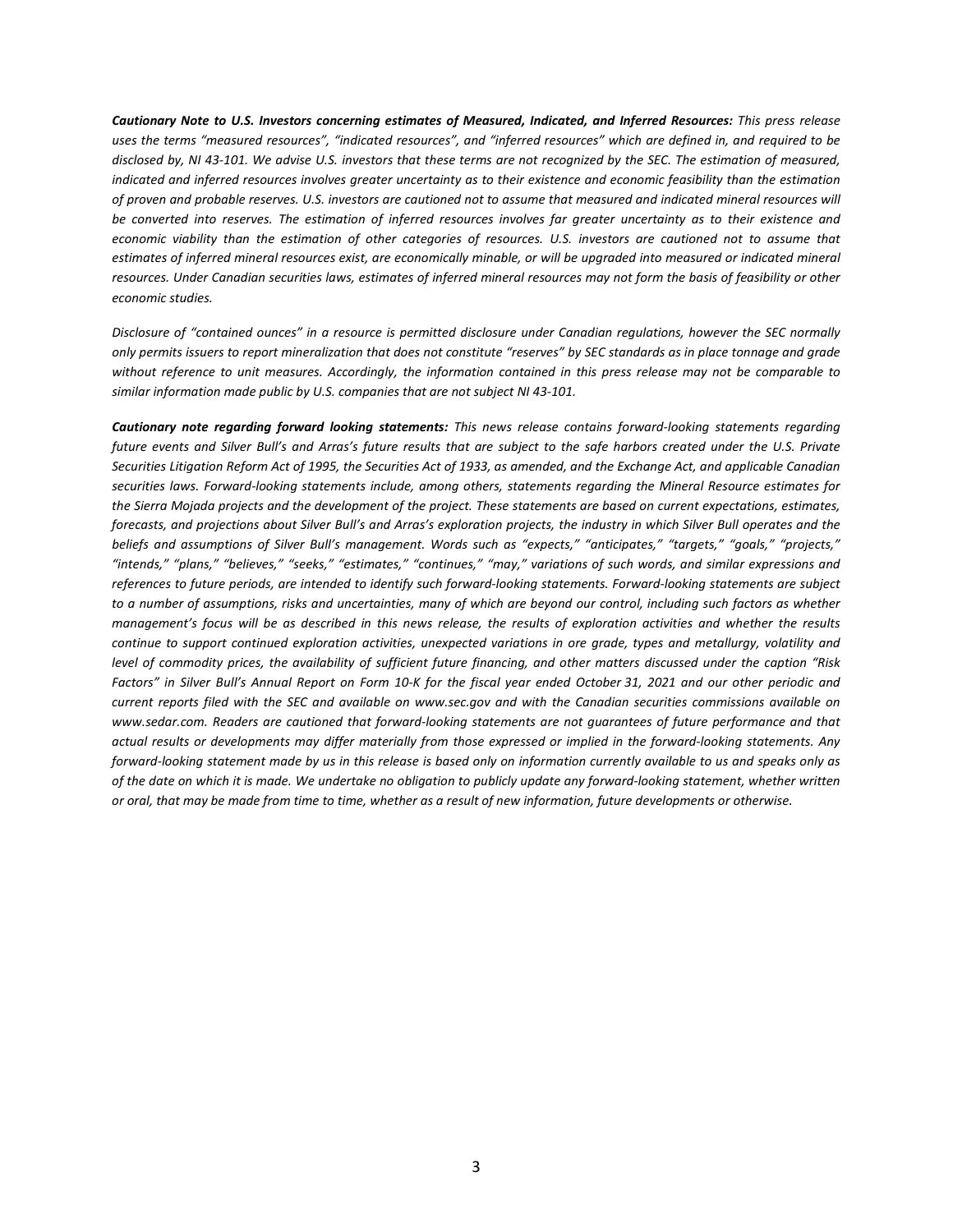***Cautionary Note to U.S. Investors concerning estimates of Measured, Indicated, and Inferred Resources:*** *This press release uses the terms "measured resources", "indicated resources", and "inferred resources" which are defined in, and required to be disclosed by, NI 43-101. We advise U.S. investors that these terms are not recognized by the SEC. The estimation of measured, indicated and inferred resources involves greater uncertainty as to their existence and economic feasibility than the estimation of proven and probable reserves. U.S. investors are cautioned not to assume that measured and indicated mineral resources will be converted into reserves. The estimation of inferred resources involves far greater uncertainty as to their existence and economic viability than the estimation of other categories of resources. U.S. investors are cautioned not to assume that estimates of inferred mineral resources exist, are economically minable, or will be upgraded into measured or indicated mineral resources. Under Canadian securities laws, estimates of inferred mineral resources may not form the basis of feasibility or other economic studies.*

*Disclosure of "contained ounces" in a resource is permitted disclosure under Canadian regulations, however the SEC normally only permits issuers to report mineralization that does not constitute "reserves" by SEC standards as in place tonnage and grade without reference to unit measures. Accordingly, the information contained in this press release may not be comparable to similar information made public by U.S. companies that are not subject NI 43-101.*

***Cautionary note regarding forward looking statements:*** *This news release contains forward-looking statements regarding future events and Silver Bull's and Arras's future results that are subject to the safe harbors created under the U.S. Private Securities Litigation Reform Act of 1995, the Securities Act of 1933, as amended, and the Exchange Act, and applicable Canadian securities laws. Forward-looking statements include, among others, statements regarding the Mineral Resource estimates for the Sierra Mojada projects and the development of the project. These statements are based on current expectations, estimates, forecasts, and projections about Silver Bull's and Arras's exploration projects, the industry in which Silver Bull operates and the beliefs and assumptions of Silver Bull's management. Words such as "expects," "anticipates," "targets," "goals," "projects," "intends," "plans," "believes," "seeks," "estimates," "continues," "may," variations of such words, and similar expressions and references to future periods, are intended to identify such forward-looking statements. Forward-looking statements are subject to a number of assumptions, risks and uncertainties, many of which are beyond our control, including such factors as whether management's focus will be as described in this news release, the results of exploration activities and whether the results continue to support continued exploration activities, unexpected variations in ore grade, types and metallurgy, volatility and level of commodity prices, the availability of sufficient future financing, and other matters discussed under the caption "Risk Factors" in Silver Bull's Annual Report on Form 10-K for the fiscal year ended October 31, 2021 and our other periodic and current reports filed with the SEC and available on www.sec.gov and with the Canadian securities commissions available on www.sedar.com. Readers are cautioned that forward-looking statements are not guarantees of future performance and that actual results or developments may differ materially from those expressed or implied in the forward-looking statements. Any forward-looking statement made by us in this release is based only on information currently available to us and speaks only as of the date on which it is made. We undertake no obligation to publicly update any forward-looking statement, whether written or oral, that may be made from time to time, whether as a result of new information, future developments or otherwise.*